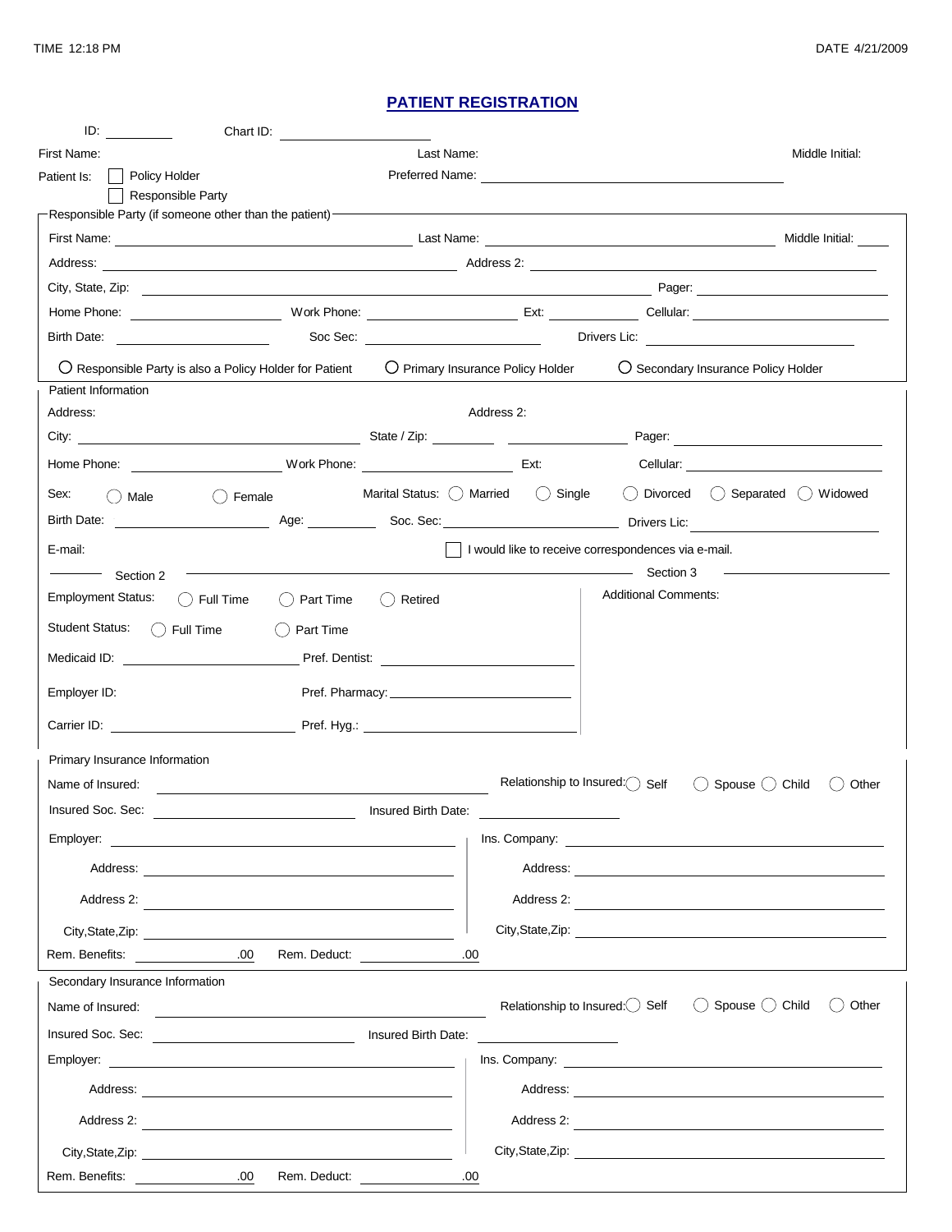TIME 12:18 PM DATE 4/21/2009

# PATIENT REGISTRATION

ID: ________ Chart ID: ____________________

First Name: Last Name: Middle Initial:

Patient Is: ☐ Policy Holder Preferred Name: ____________________

☐ Responsible Party

## Responsible Party (if someone other than the patient)

First Name: ____________________ Last Name: ____________________ Middle Initial: ____

Address: ____________________ Address 2: ____________________

City, State, Zip: ____________________ Pager: ____________________

Home Phone: ____________ Work Phone: ____________ Ext: ________ Cellular: ____________

Birth Date: ____________ Soc Sec: ____________ Drivers Lic: ____________

○ Responsible Party is also a Policy Holder for Patient ○ Primary Insurance Policy Holder ○ Secondary Insurance Policy Holder

## Patient Information

Address: Address 2:

City: ____________________ State / Zip: ________ ____________ Pager: ____________

Home Phone: ____________ Work Phone: ____________ Ext: Cellular: ____________

Sex: ○ Male ○ Female Marital Status: ○ Married ○ Single ○ Divorced ○ Separated ○ Widowed

Birth Date: ____________ Age: ________ Soc. Sec: ____________ Drivers Lic: ____________

E-mail: ☐ I would like to receive correspondences via e-mail.

### Section 2

Employment Status: ○ Full Time ○ Part Time ○ Retired

Student Status: ○ Full Time ○ Part Time

Medicaid ID: ____________ Pref. Dentist: ____________

Employer ID: Pref. Pharmacy: ____________

Carrier ID: ____________ Pref. Hyg.: ____________

### Section 3

Additional Comments:

## Primary Insurance Information

Name of Insured: ____________________ Relationship to Insured: ○ Self ○ Spouse ○ Child ○ Other

Insured Soc. Sec: ____________ Insured Birth Date: ____________

Employer: ____________________ Ins. Company: ____________________

Address: ____________________ Address: ____________________

Address 2: ____________________ Address 2: ____________________

City,State,Zip: ____________________ City,State,Zip: ____________________

Rem. Benefits: ________.00 Rem. Deduct: ________.00

## Secondary Insurance Information

Name of Insured: ____________________ Relationship to Insured: ○ Self ○ Spouse ○ Child ○ Other

Insured Soc. Sec: ____________ Insured Birth Date: ____________

Employer: ____________________ Ins. Company: ____________________

Address: ____________________ Address: ____________________

Address 2: ____________________ Address 2: ____________________

City,State,Zip: ____________________ City,State,Zip: ____________________

Rem. Benefits: ________.00 Rem. Deduct: ________.00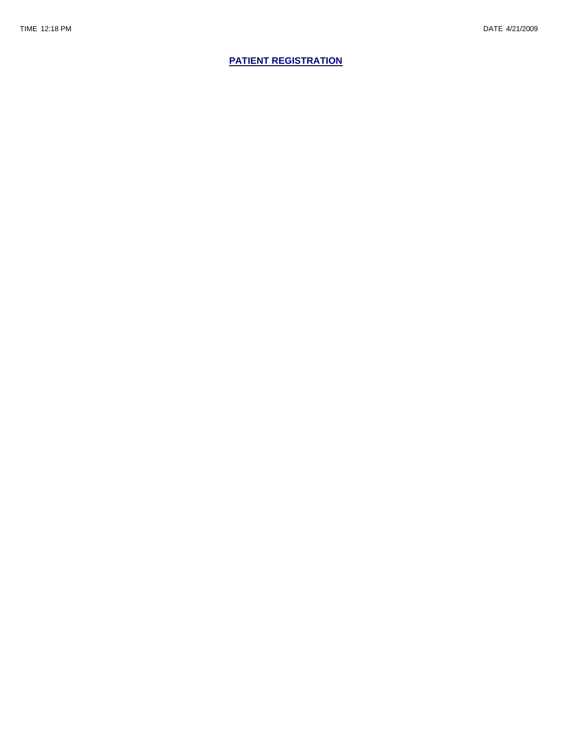# PATIENT REGISTRATION